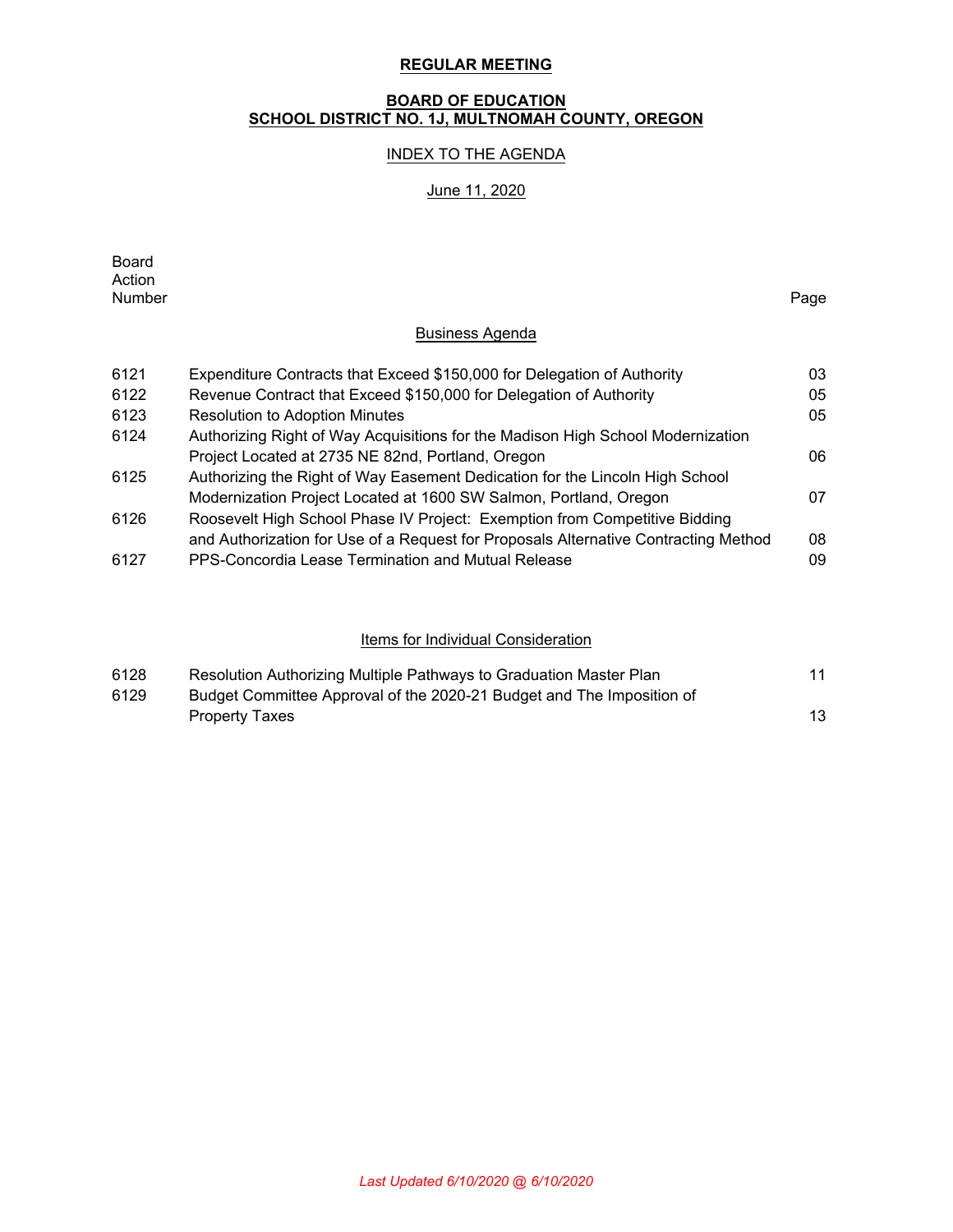**REGULAR MEETING**

**BOARD OF EDUCATION**
**SCHOOL DISTRICT NO. 1J, MULTNOMAH COUNTY, OREGON**

INDEX TO THE AGENDA

June 11, 2020

| Board Action Number | | Page |
|---|---|---|
| | **Business Agenda** | |
| 6121 | Expenditure Contracts that Exceed $150,000 for Delegation of Authority | 03 |
| 6122 | Revenue Contract that Exceed $150,000 for Delegation of Authority | 05 |
| 6123 | Resolution to Adoption Minutes | 05 |
| 6124 | Authorizing Right of Way Acquisitions for the Madison High School Modernization Project Located at 2735 NE 82nd, Portland, Oregon | 06 |
| 6125 | Authorizing the Right of Way Easement Dedication for the Lincoln High School Modernization Project Located at 1600 SW Salmon, Portland, Oregon | 07 |
| 6126 | Roosevelt High School Phase IV Project: Exemption from Competitive Bidding and Authorization for Use of a Request for Proposals Alternative Contracting Method | 08 |
| 6127 | PPS-Concordia Lease Termination and Mutual Release | 09 |
| | **Items for Individual Consideration** | |
| 6128 | Resolution Authorizing Multiple Pathways to Graduation Master Plan | 11 |
| 6129 | Budget Committee Approval of the 2020-21 Budget and The Imposition of Property Taxes | 13 |

*Last Updated 6/10/2020 @ 6/10/2020*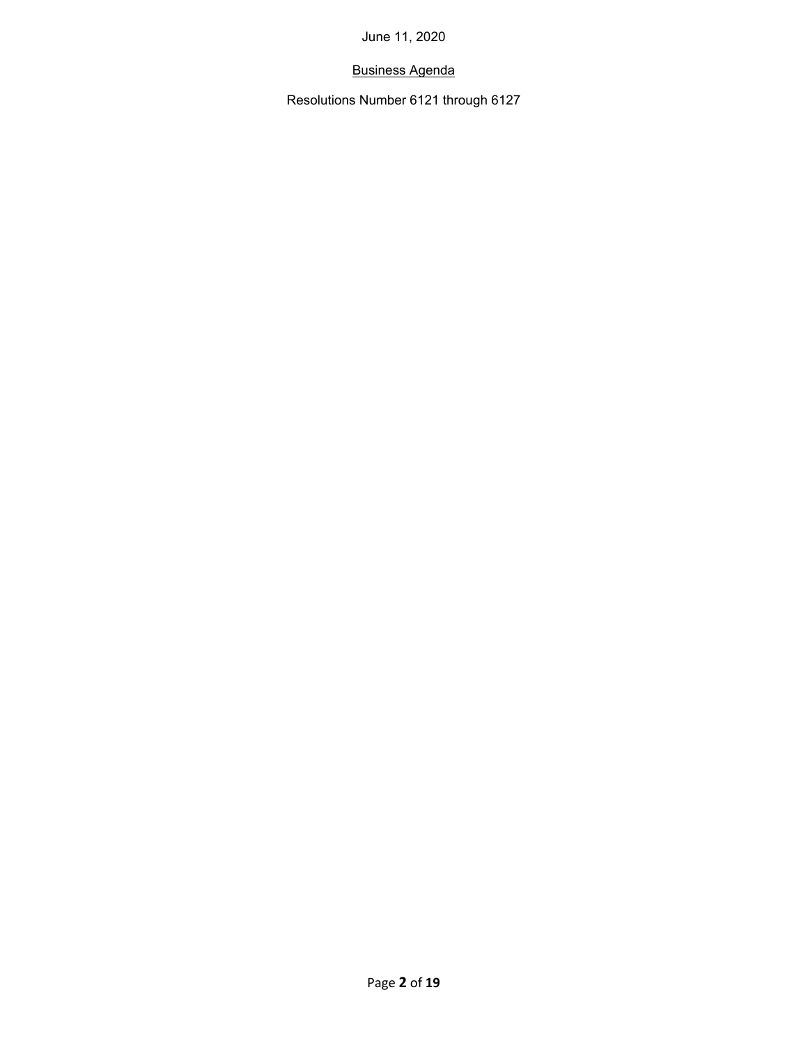June 11, 2020

Business Agenda

Resolutions Number 6121 through 6127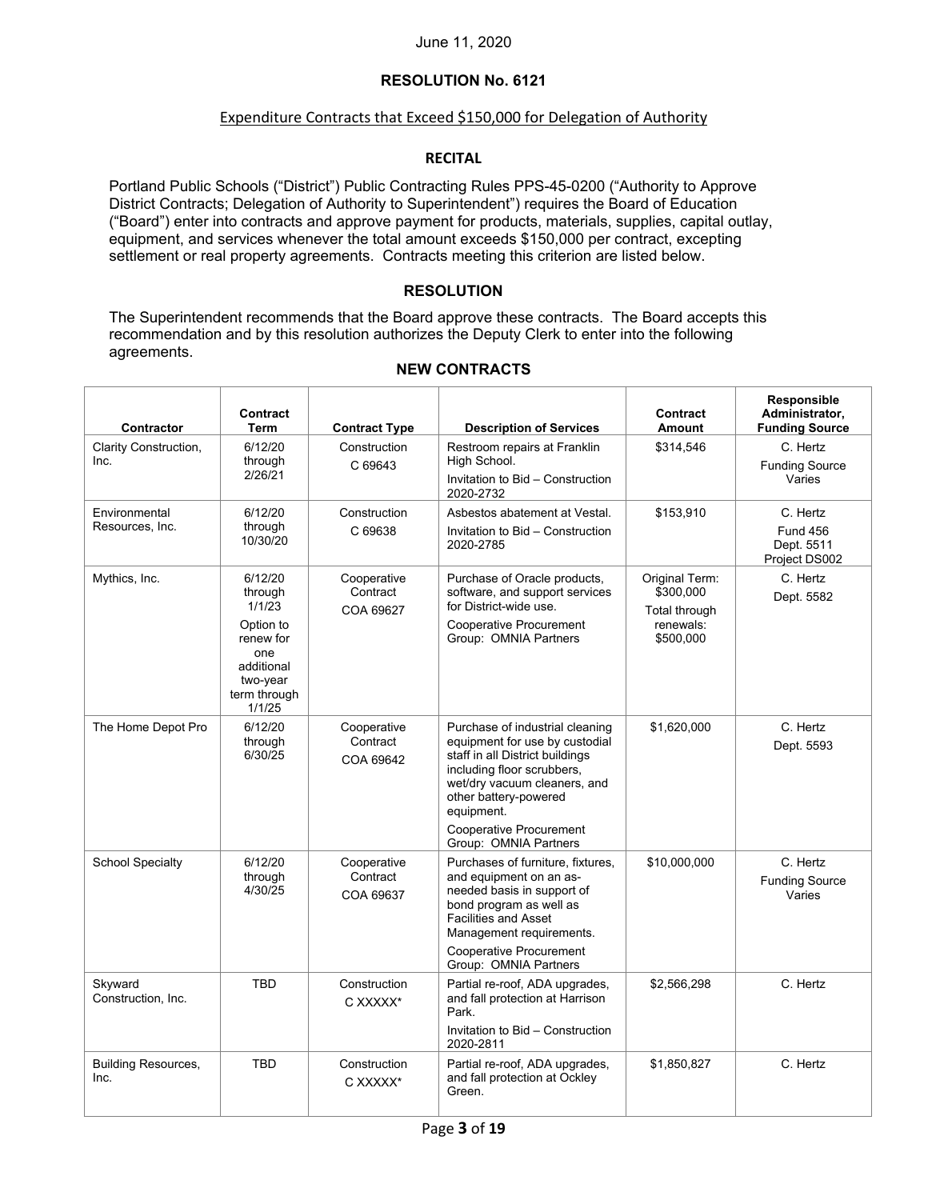June 11, 2020

## RESOLUTION No. 6121

### Expenditure Contracts that Exceed $150,000 for Delegation of Authority

#### RECITAL

Portland Public Schools ("District") Public Contracting Rules PPS-45-0200 ("Authority to Approve District Contracts; Delegation of Authority to Superintendent") requires the Board of Education ("Board") enter into contracts and approve payment for products, materials, supplies, capital outlay, equipment, and services whenever the total amount exceeds $150,000 per contract, excepting settlement or real property agreements. Contracts meeting this criterion are listed below.

#### RESOLUTION

The Superintendent recommends that the Board approve these contracts. The Board accepts this recommendation and by this resolution authorizes the Deputy Clerk to enter into the following agreements.

#### NEW CONTRACTS

| Contractor | Contract Term | Contract Type | Description of Services | Contract Amount | Responsible Administrator, Funding Source |
|---|---|---|---|---|---|
| Clarity Construction, Inc. | 6/12/20 through 2/26/21 | Construction C 69643 | Restroom repairs at Franklin High School. Invitation to Bid – Construction 2020-2732 | $314,546 | C. Hertz Funding Source Varies |
| Environmental Resources, Inc. | 6/12/20 through 10/30/20 | Construction C 69638 | Asbestos abatement at Vestal. Invitation to Bid – Construction 2020-2785 | $153,910 | C. Hertz Fund 456 Dept. 5511 Project DS002 |
| Mythics, Inc. | 6/12/20 through 1/1/23 Option to renew for one additional two-year term through 1/1/25 | Cooperative Contract COA 69627 | Purchase of Oracle products, software, and support services for District-wide use. Cooperative Procurement Group: OMNIA Partners | Original Term: $300,000 Total through renewals: $500,000 | C. Hertz Dept. 5582 |
| The Home Depot Pro | 6/12/20 through 6/30/25 | Cooperative Contract COA 69642 | Purchase of industrial cleaning equipment for use by custodial staff in all District buildings including floor scrubbers, wet/dry vacuum cleaners, and other battery-powered equipment. Cooperative Procurement Group: OMNIA Partners | $1,620,000 | C. Hertz Dept. 5593 |
| School Specialty | 6/12/20 through 4/30/25 | Cooperative Contract COA 69637 | Purchases of furniture, fixtures, and equipment on an as-needed basis in support of bond program as well as Facilities and Asset Management requirements. Cooperative Procurement Group: OMNIA Partners | $10,000,000 | C. Hertz Funding Source Varies |
| Skyward Construction, Inc. | TBD | Construction C XXXXX* | Partial re-roof, ADA upgrades, and fall protection at Harrison Park. Invitation to Bid – Construction 2020-2811 | $2,566,298 | C. Hertz |
| Building Resources, Inc. | TBD | Construction C XXXXX* | Partial re-roof, ADA upgrades, and fall protection at Ockley Green. | $1,850,827 | C. Hertz |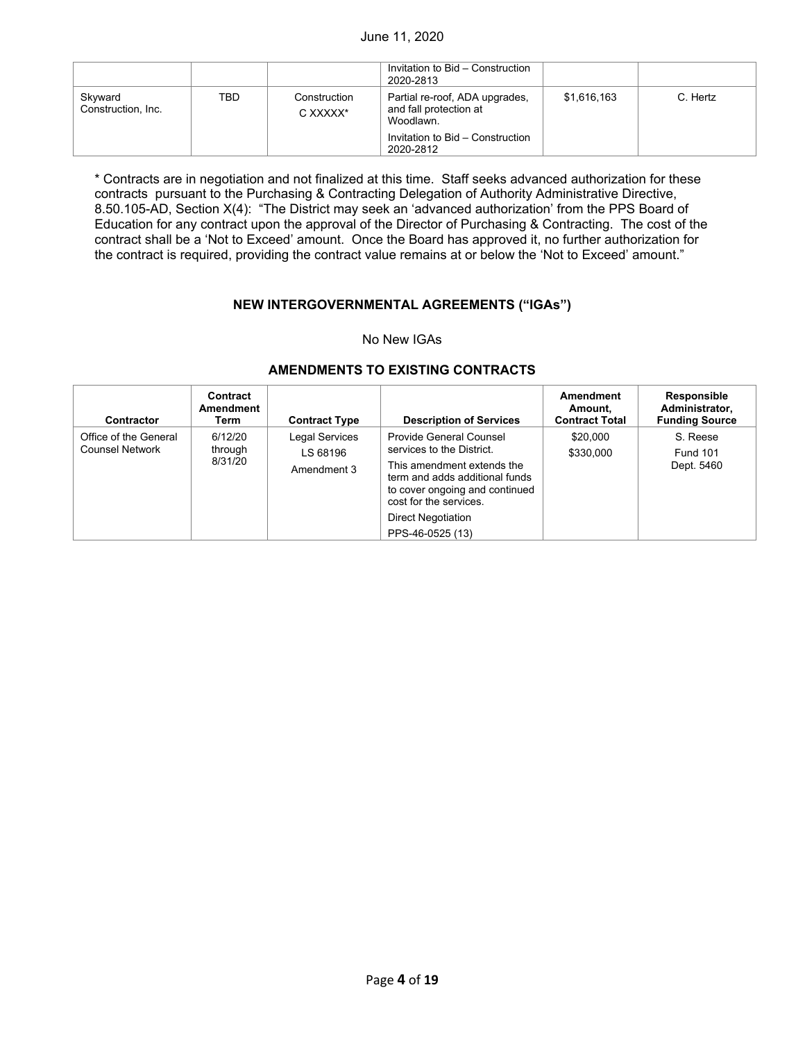|  |  |  | Invitation to Bid – Construction 2020-2813 |  |  |
| --- | --- | --- | --- | --- | --- |
| Skyward Construction, Inc. | TBD | Construction C XXXXX* | Partial re-roof, ADA upgrades, and fall protection at Woodlawn. Invitation to Bid – Construction 2020-2812 | $1,616,163 | C. Hertz |

* Contracts are in negotiation and not finalized at this time. Staff seeks advanced authorization for these contracts pursuant to the Purchasing & Contracting Delegation of Authority Administrative Directive, 8.50.105-AD, Section X(4): "The District may seek an 'advanced authorization' from the PPS Board of Education for any contract upon the approval of the Director of Purchasing & Contracting. The cost of the contract shall be a 'Not to Exceed' amount. Once the Board has approved it, no further authorization for the contract is required, providing the contract value remains at or below the 'Not to Exceed' amount."

## NEW INTERGOVERNMENTAL AGREEMENTS ("IGAs")

No New IGAs

## AMENDMENTS TO EXISTING CONTRACTS

| Contractor | Contract Amendment Term | Contract Type | Description of Services | Amendment Amount, Contract Total | Responsible Administrator, Funding Source |
| --- | --- | --- | --- | --- | --- |
| Office of the General Counsel Network | 6/12/20 through 8/31/20 | Legal Services LS 68196 Amendment 3 | Provide General Counsel services to the District. This amendment extends the term and adds additional funds to cover ongoing and continued cost for the services. Direct Negotiation PPS-46-0525 (13) | $20,000 $330,000 | S. Reese Fund 101 Dept. 5460 |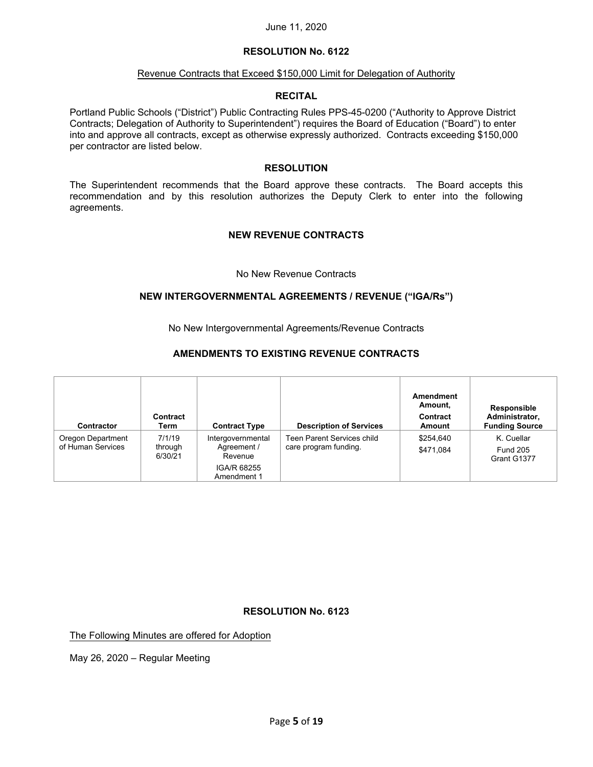June 11, 2020

## RESOLUTION No. 6122

Revenue Contracts that Exceed $150,000 Limit for Delegation of Authority

### RECITAL

Portland Public Schools ("District") Public Contracting Rules PPS-45-0200 ("Authority to Approve District Contracts; Delegation of Authority to Superintendent") requires the Board of Education ("Board") to enter into and approve all contracts, except as otherwise expressly authorized. Contracts exceeding $150,000 per contractor are listed below.

### RESOLUTION

The Superintendent recommends that the Board approve these contracts. The Board accepts this recommendation and by this resolution authorizes the Deputy Clerk to enter into the following agreements.

### NEW REVENUE CONTRACTS

No New Revenue Contracts

### NEW INTERGOVERNMENTAL AGREEMENTS / REVENUE ("IGA/Rs")

No New Intergovernmental Agreements/Revenue Contracts

### AMENDMENTS TO EXISTING REVENUE CONTRACTS

| Contractor | Contract Term | Contract Type | Description of Services | Amendment Amount, Contract Amount | Responsible Administrator, Funding Source |
|---|---|---|---|---|---|
| Oregon Department of Human Services | 7/1/19 through 6/30/21 | Intergovernmental Agreement / Revenue IGA/R 68255 Amendment 1 | Teen Parent Services child care program funding. | $254,640 $471,084 | K. Cuellar Fund 205 Grant G1377 |

## RESOLUTION No. 6123

The Following Minutes are offered for Adoption

May 26, 2020 – Regular Meeting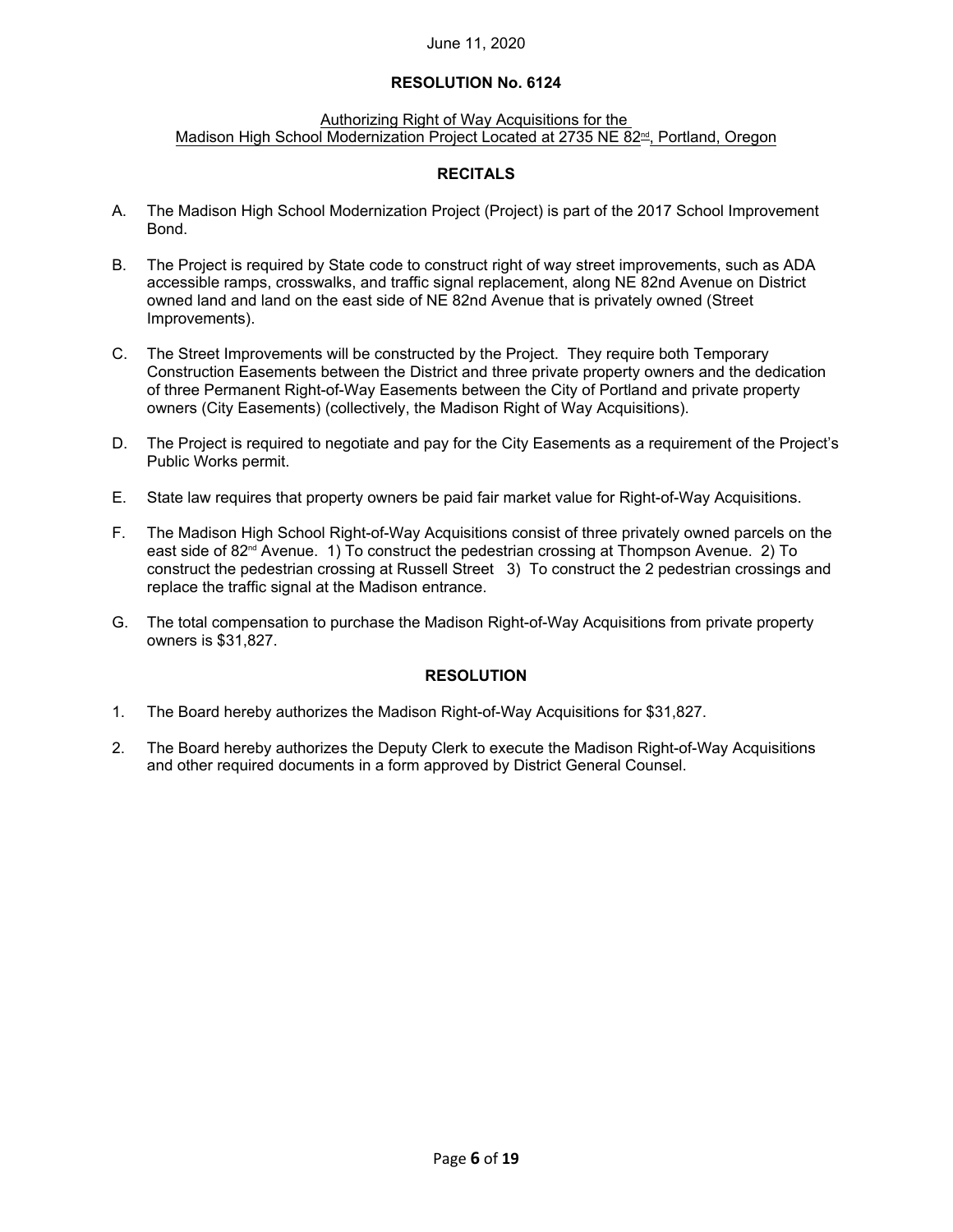June 11, 2020

**RESOLUTION No. 6124**

Authorizing Right of Way Acquisitions for the Madison High School Modernization Project Located at 2735 NE 82nd, Portland, Oregon

**RECITALS**

A. The Madison High School Modernization Project (Project) is part of the 2017 School Improvement Bond.

B. The Project is required by State code to construct right of way street improvements, such as ADA accessible ramps, crosswalks, and traffic signal replacement, along NE 82nd Avenue on District owned land and land on the east side of NE 82nd Avenue that is privately owned (Street Improvements).

C. The Street Improvements will be constructed by the Project. They require both Temporary Construction Easements between the District and three private property owners and the dedication of three Permanent Right-of-Way Easements between the City of Portland and private property owners (City Easements) (collectively, the Madison Right of Way Acquisitions).

D. The Project is required to negotiate and pay for the City Easements as a requirement of the Project's Public Works permit.

E. State law requires that property owners be paid fair market value for Right-of-Way Acquisitions.

F. The Madison High School Right-of-Way Acquisitions consist of three privately owned parcels on the east side of 82nd Avenue. 1) To construct the pedestrian crossing at Thompson Avenue. 2) To construct the pedestrian crossing at Russell Street 3) To construct the 2 pedestrian crossings and replace the traffic signal at the Madison entrance.

G. The total compensation to purchase the Madison Right-of-Way Acquisitions from private property owners is $31,827.

**RESOLUTION**

1. The Board hereby authorizes the Madison Right-of-Way Acquisitions for $31,827.

2. The Board hereby authorizes the Deputy Clerk to execute the Madison Right-of-Way Acquisitions and other required documents in a form approved by District General Counsel.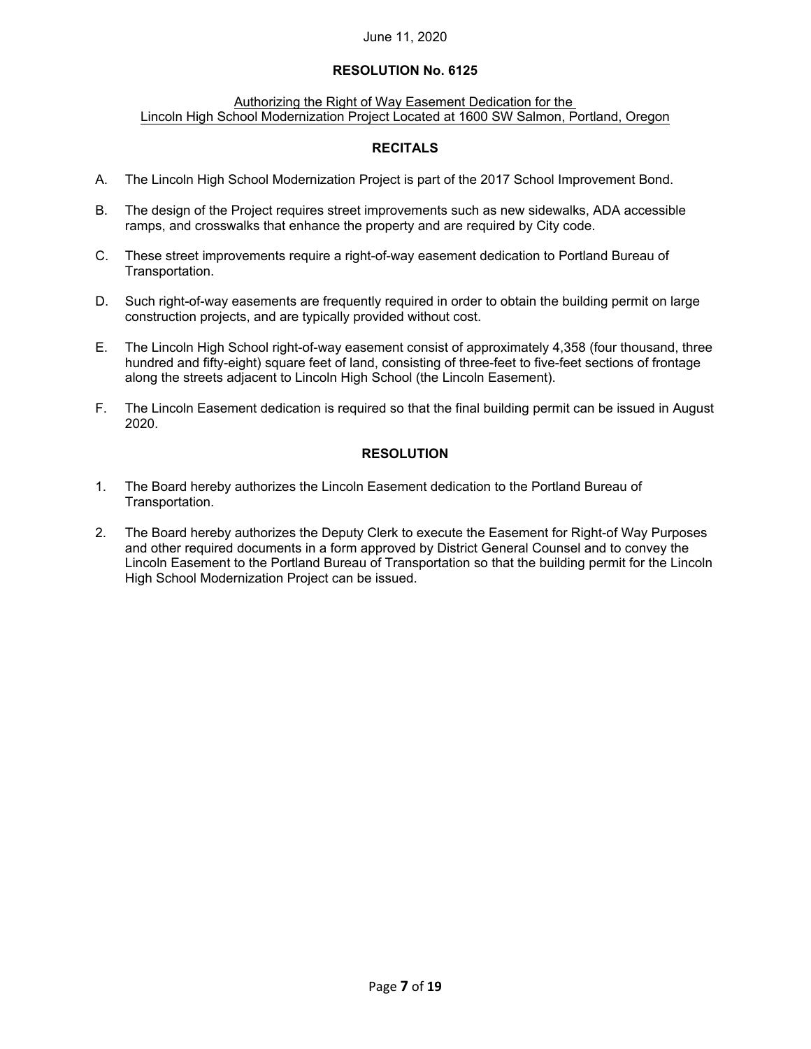June 11, 2020

## RESOLUTION No. 6125

Authorizing the Right of Way Easement Dedication for the Lincoln High School Modernization Project Located at 1600 SW Salmon, Portland, Oregon

### RECITALS

A. The Lincoln High School Modernization Project is part of the 2017 School Improvement Bond.

B. The design of the Project requires street improvements such as new sidewalks, ADA accessible ramps, and crosswalks that enhance the property and are required by City code.

C. These street improvements require a right-of-way easement dedication to Portland Bureau of Transportation.

D. Such right-of-way easements are frequently required in order to obtain the building permit on large construction projects, and are typically provided without cost.

E. The Lincoln High School right-of-way easement consist of approximately 4,358 (four thousand, three hundred and fifty-eight) square feet of land, consisting of three-feet to five-feet sections of frontage along the streets adjacent to Lincoln High School (the Lincoln Easement).

F. The Lincoln Easement dedication is required so that the final building permit can be issued in August 2020.

### RESOLUTION

1. The Board hereby authorizes the Lincoln Easement dedication to the Portland Bureau of Transportation.

2. The Board hereby authorizes the Deputy Clerk to execute the Easement for Right-of Way Purposes and other required documents in a form approved by District General Counsel and to convey the Lincoln Easement to the Portland Bureau of Transportation so that the building permit for the Lincoln High School Modernization Project can be issued.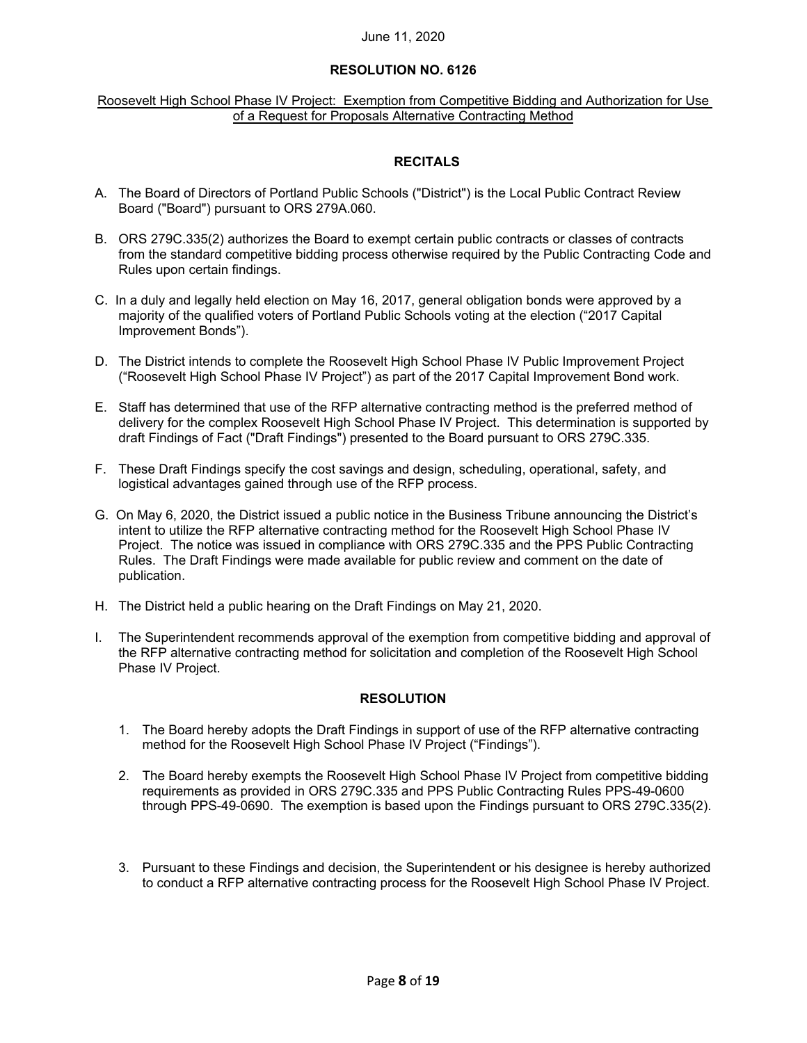June 11, 2020

**RESOLUTION NO. 6126**

Roosevelt High School Phase IV Project: Exemption from Competitive Bidding and Authorization for Use of a Request for Proposals Alternative Contracting Method

**RECITALS**

A. The Board of Directors of Portland Public Schools ("District") is the Local Public Contract Review Board ("Board") pursuant to ORS 279A.060.

B. ORS 279C.335(2) authorizes the Board to exempt certain public contracts or classes of contracts from the standard competitive bidding process otherwise required by the Public Contracting Code and Rules upon certain findings.

C. In a duly and legally held election on May 16, 2017, general obligation bonds were approved by a majority of the qualified voters of Portland Public Schools voting at the election ("2017 Capital Improvement Bonds").

D. The District intends to complete the Roosevelt High School Phase IV Public Improvement Project ("Roosevelt High School Phase IV Project") as part of the 2017 Capital Improvement Bond work.

E. Staff has determined that use of the RFP alternative contracting method is the preferred method of delivery for the complex Roosevelt High School Phase IV Project. This determination is supported by draft Findings of Fact ("Draft Findings") presented to the Board pursuant to ORS 279C.335.

F. These Draft Findings specify the cost savings and design, scheduling, operational, safety, and logistical advantages gained through use of the RFP process.

G. On May 6, 2020, the District issued a public notice in the Business Tribune announcing the District's intent to utilize the RFP alternative contracting method for the Roosevelt High School Phase IV Project. The notice was issued in compliance with ORS 279C.335 and the PPS Public Contracting Rules. The Draft Findings were made available for public review and comment on the date of publication.

H. The District held a public hearing on the Draft Findings on May 21, 2020.

I. The Superintendent recommends approval of the exemption from competitive bidding and approval of the RFP alternative contracting method for solicitation and completion of the Roosevelt High School Phase IV Project.

**RESOLUTION**

1. The Board hereby adopts the Draft Findings in support of use of the RFP alternative contracting method for the Roosevelt High School Phase IV Project ("Findings").

2. The Board hereby exempts the Roosevelt High School Phase IV Project from competitive bidding requirements as provided in ORS 279C.335 and PPS Public Contracting Rules PPS-49-0600 through PPS-49-0690. The exemption is based upon the Findings pursuant to ORS 279C.335(2).

3. Pursuant to these Findings and decision, the Superintendent or his designee is hereby authorized to conduct a RFP alternative contracting process for the Roosevelt High School Phase IV Project.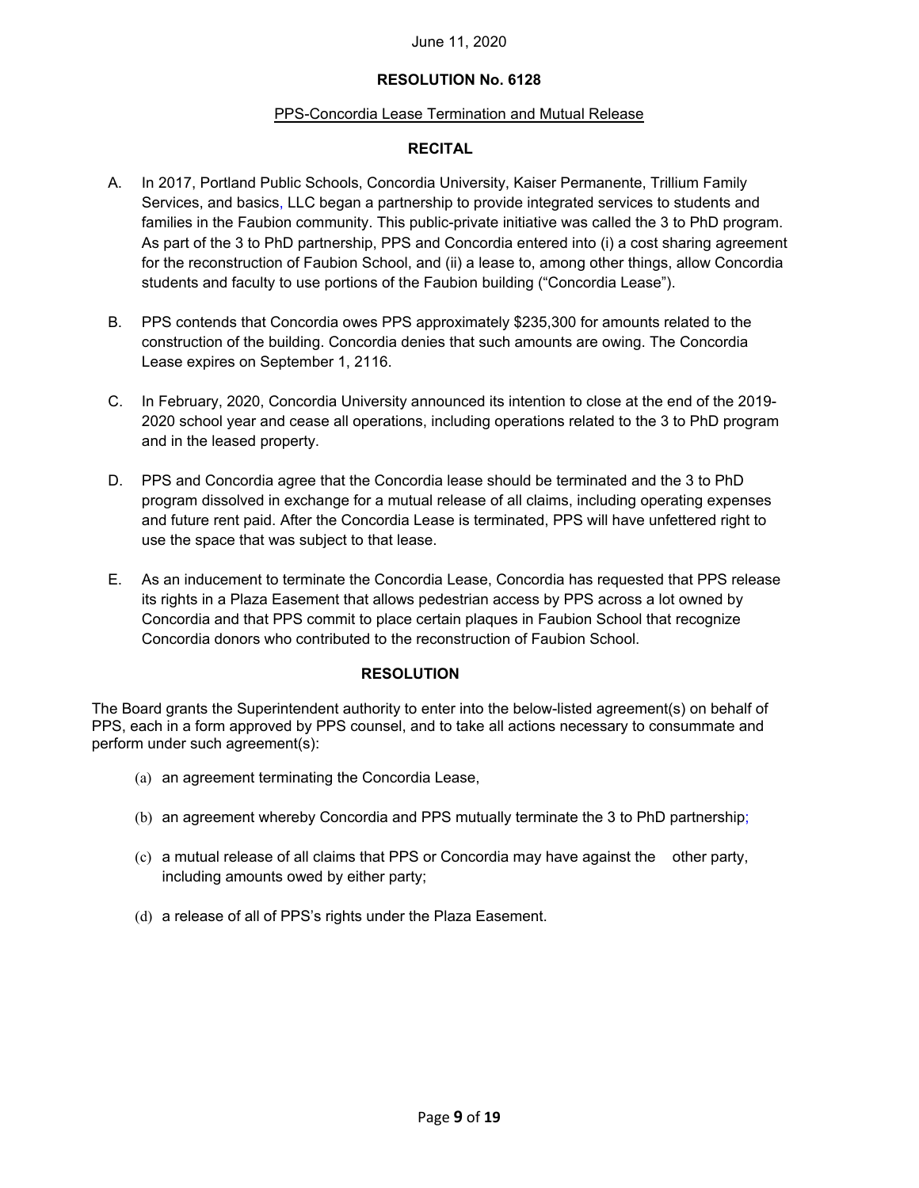June 11, 2020

**RESOLUTION No. 6128**

PPS-Concordia Lease Termination and Mutual Release

**RECITAL**

A. In 2017, Portland Public Schools, Concordia University, Kaiser Permanente, Trillium Family Services, and basics, LLC began a partnership to provide integrated services to students and families in the Faubion community. This public-private initiative was called the 3 to PhD program. As part of the 3 to PhD partnership, PPS and Concordia entered into (i) a cost sharing agreement for the reconstruction of Faubion School, and (ii) a lease to, among other things, allow Concordia students and faculty to use portions of the Faubion building ("Concordia Lease").

B. PPS contends that Concordia owes PPS approximately $235,300 for amounts related to the construction of the building. Concordia denies that such amounts are owing. The Concordia Lease expires on September 1, 2116.

C. In February, 2020, Concordia University announced its intention to close at the end of the 2019-2020 school year and cease all operations, including operations related to the 3 to PhD program and in the leased property.

D. PPS and Concordia agree that the Concordia lease should be terminated and the 3 to PhD program dissolved in exchange for a mutual release of all claims, including operating expenses and future rent paid. After the Concordia Lease is terminated, PPS will have unfettered right to use the space that was subject to that lease.

E. As an inducement to terminate the Concordia Lease, Concordia has requested that PPS release its rights in a Plaza Easement that allows pedestrian access by PPS across a lot owned by Concordia and that PPS commit to place certain plaques in Faubion School that recognize Concordia donors who contributed to the reconstruction of Faubion School.

**RESOLUTION**

The Board grants the Superintendent authority to enter into the below-listed agreement(s) on behalf of PPS, each in a form approved by PPS counsel, and to take all actions necessary to consummate and perform under such agreement(s):

(a) an agreement terminating the Concordia Lease,

(b) an agreement whereby Concordia and PPS mutually terminate the 3 to PhD partnership;

(c) a mutual release of all claims that PPS or Concordia may have against the other party, including amounts owed by either party;

(d) a release of all of PPS's rights under the Plaza Easement.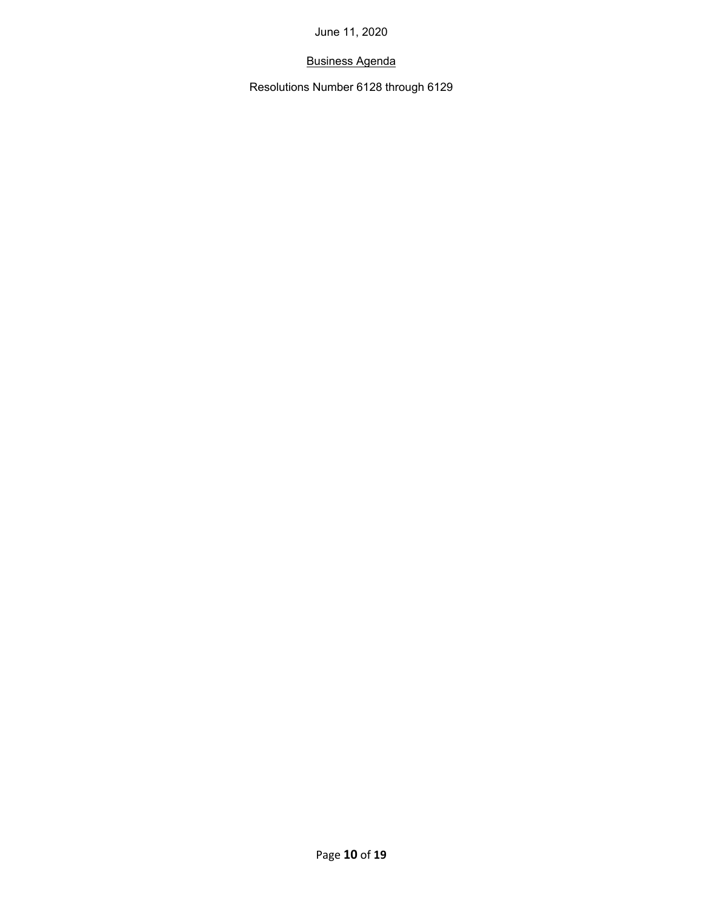June 11, 2020

Business Agenda

Resolutions Number 6128 through 6129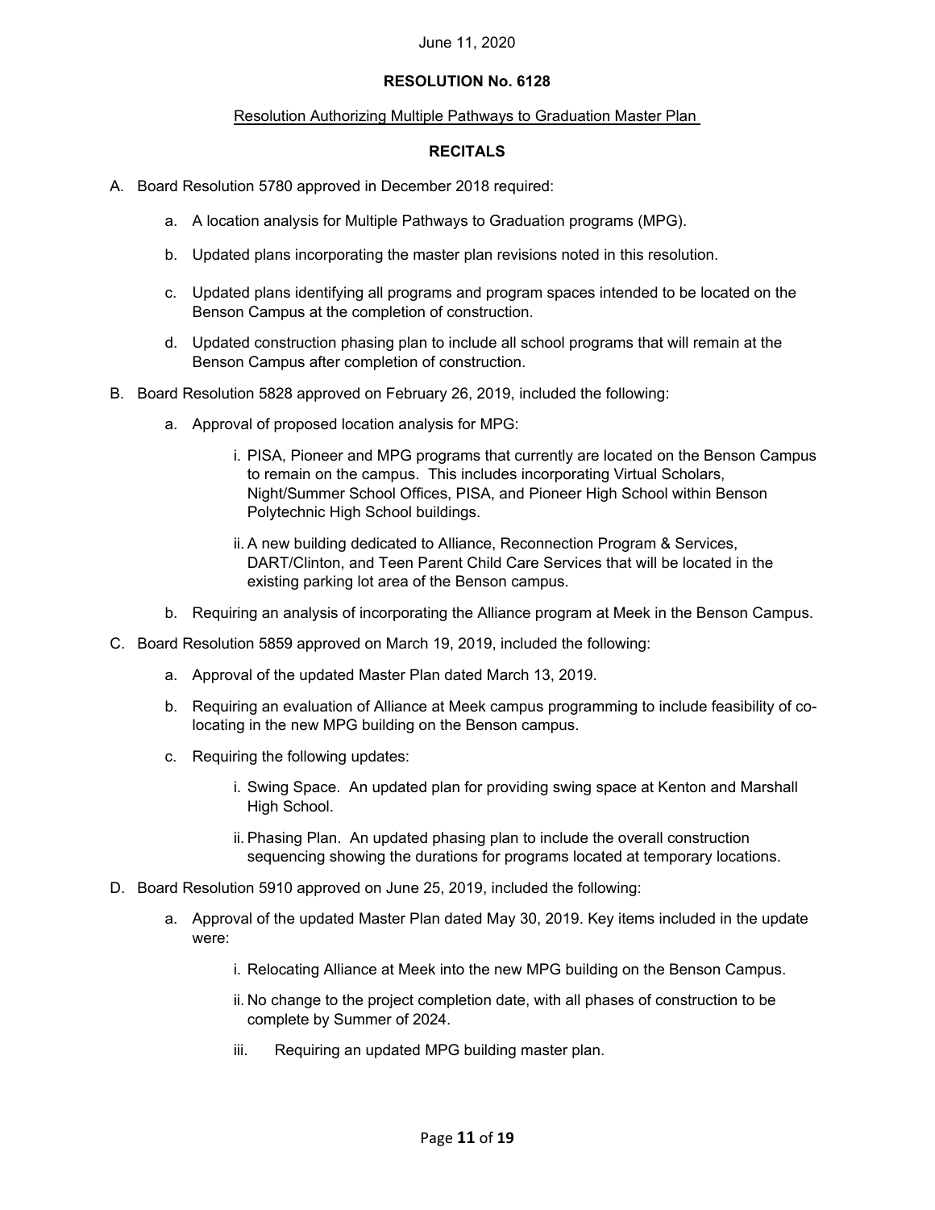June 11, 2020

**RESOLUTION No. 6128**

Resolution Authorizing Multiple Pathways to Graduation Master Plan

**RECITALS**

A. Board Resolution 5780 approved in December 2018 required:

   a. A location analysis for Multiple Pathways to Graduation programs (MPG).

   b. Updated plans incorporating the master plan revisions noted in this resolution.

   c. Updated plans identifying all programs and program spaces intended to be located on the Benson Campus at the completion of construction.

   d. Updated construction phasing plan to include all school programs that will remain at the Benson Campus after completion of construction.

B. Board Resolution 5828 approved on February 26, 2019, included the following:

   a. Approval of proposed location analysis for MPG:

      i. PISA, Pioneer and MPG programs that currently are located on the Benson Campus to remain on the campus. This includes incorporating Virtual Scholars, Night/Summer School Offices, PISA, and Pioneer High School within Benson Polytechnic High School buildings.

      ii. A new building dedicated to Alliance, Reconnection Program & Services, DART/Clinton, and Teen Parent Child Care Services that will be located in the existing parking lot area of the Benson campus.

   b. Requiring an analysis of incorporating the Alliance program at Meek in the Benson Campus.

C. Board Resolution 5859 approved on March 19, 2019, included the following:

   a. Approval of the updated Master Plan dated March 13, 2019.

   b. Requiring an evaluation of Alliance at Meek campus programming to include feasibility of co-locating in the new MPG building on the Benson campus.

   c. Requiring the following updates:

      i. Swing Space. An updated plan for providing swing space at Kenton and Marshall High School.

      ii. Phasing Plan. An updated phasing plan to include the overall construction sequencing showing the durations for programs located at temporary locations.

D. Board Resolution 5910 approved on June 25, 2019, included the following:

   a. Approval of the updated Master Plan dated May 30, 2019. Key items included in the update were:

      i. Relocating Alliance at Meek into the new MPG building on the Benson Campus.

      ii. No change to the project completion date, with all phases of construction to be complete by Summer of 2024.

      iii. Requiring an updated MPG building master plan.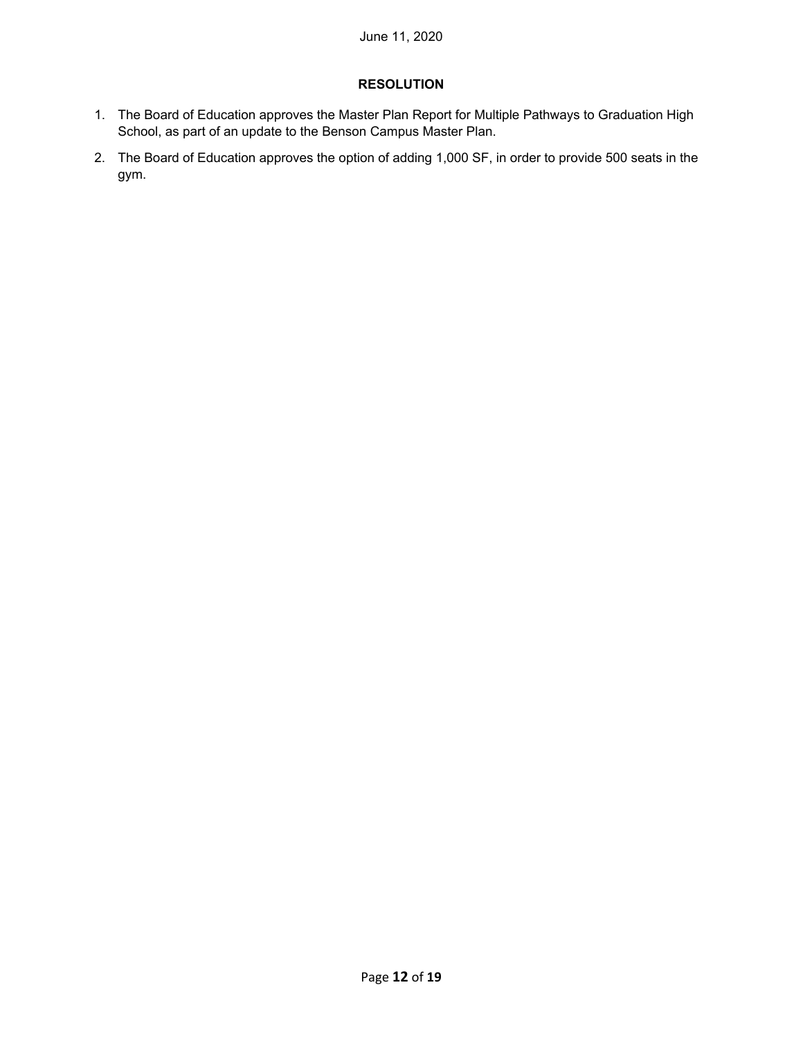### RESOLUTION

1. The Board of Education approves the Master Plan Report for Multiple Pathways to Graduation High School, as part of an update to the Benson Campus Master Plan.
2. The Board of Education approves the option of adding 1,000 SF, in order to provide 500 seats in the gym.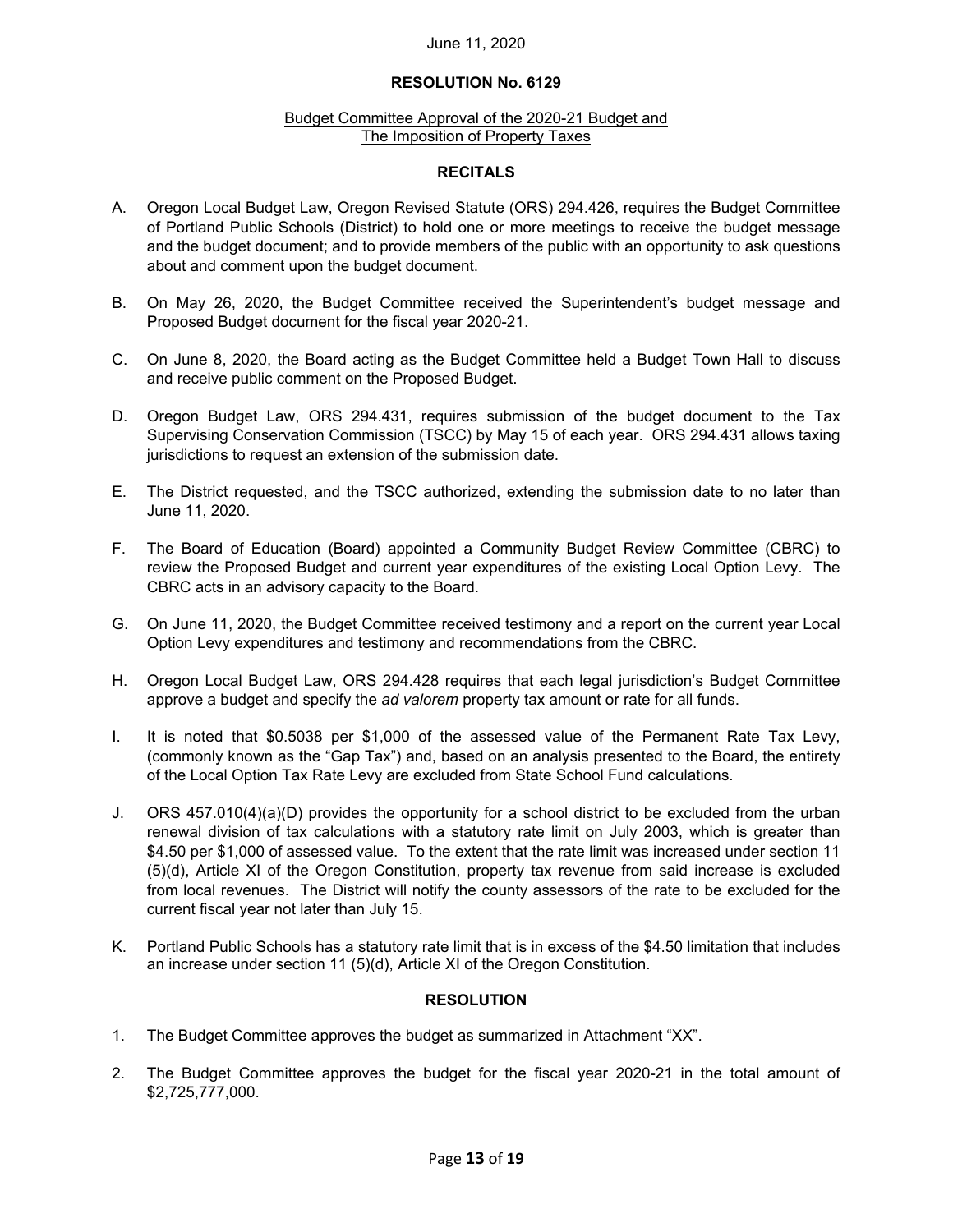June 11, 2020

**RESOLUTION No. 6129**

Budget Committee Approval of the 2020-21 Budget and The Imposition of Property Taxes

**RECITALS**

A. Oregon Local Budget Law, Oregon Revised Statute (ORS) 294.426, requires the Budget Committee of Portland Public Schools (District) to hold one or more meetings to receive the budget message and the budget document; and to provide members of the public with an opportunity to ask questions about and comment upon the budget document.

B. On May 26, 2020, the Budget Committee received the Superintendent's budget message and Proposed Budget document for the fiscal year 2020-21.

C. On June 8, 2020, the Board acting as the Budget Committee held a Budget Town Hall to discuss and receive public comment on the Proposed Budget.

D. Oregon Budget Law, ORS 294.431, requires submission of the budget document to the Tax Supervising Conservation Commission (TSCC) by May 15 of each year. ORS 294.431 allows taxing jurisdictions to request an extension of the submission date.

E. The District requested, and the TSCC authorized, extending the submission date to no later than June 11, 2020.

F. The Board of Education (Board) appointed a Community Budget Review Committee (CBRC) to review the Proposed Budget and current year expenditures of the existing Local Option Levy. The CBRC acts in an advisory capacity to the Board.

G. On June 11, 2020, the Budget Committee received testimony and a report on the current year Local Option Levy expenditures and testimony and recommendations from the CBRC.

H. Oregon Local Budget Law, ORS 294.428 requires that each legal jurisdiction's Budget Committee approve a budget and specify the *ad valorem* property tax amount or rate for all funds.

I. It is noted that $0.5038 per $1,000 of the assessed value of the Permanent Rate Tax Levy, (commonly known as the "Gap Tax") and, based on an analysis presented to the Board, the entirety of the Local Option Tax Rate Levy are excluded from State School Fund calculations.

J. ORS 457.010(4)(a)(D) provides the opportunity for a school district to be excluded from the urban renewal division of tax calculations with a statutory rate limit on July 2003, which is greater than $4.50 per $1,000 of assessed value. To the extent that the rate limit was increased under section 11 (5)(d), Article XI of the Oregon Constitution, property tax revenue from said increase is excluded from local revenues. The District will notify the county assessors of the rate to be excluded for the current fiscal year not later than July 15.

K. Portland Public Schools has a statutory rate limit that is in excess of the $4.50 limitation that includes an increase under section 11 (5)(d), Article XI of the Oregon Constitution.

**RESOLUTION**

1. The Budget Committee approves the budget as summarized in Attachment "XX".

2. The Budget Committee approves the budget for the fiscal year 2020-21 in the total amount of $2,725,777,000.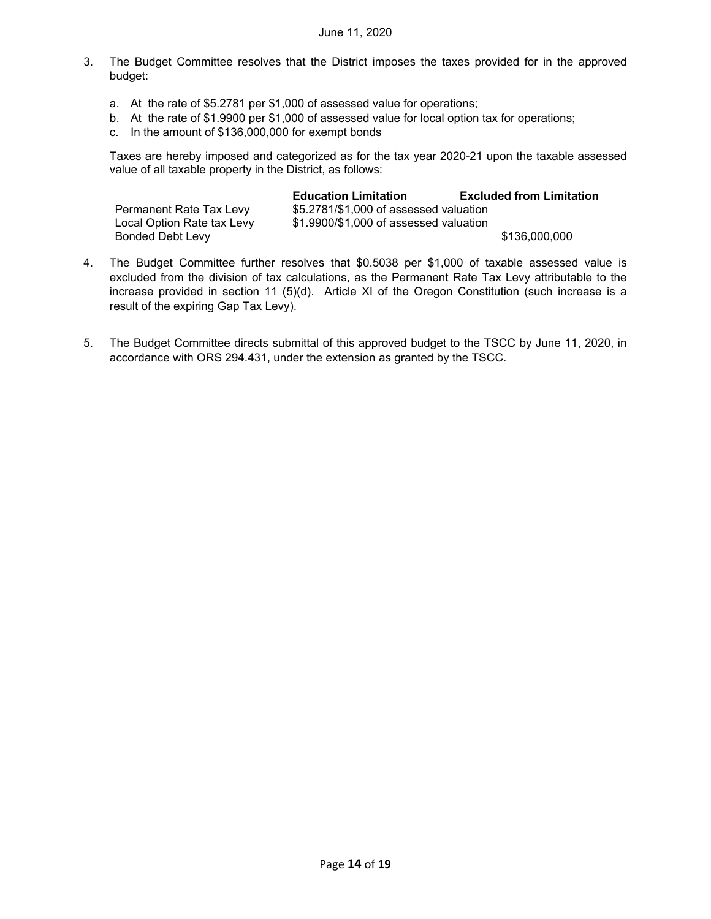3. The Budget Committee resolves that the District imposes the taxes provided for in the approved budget:

   a. At the rate of $5.2781 per $1,000 of assessed value for operations;
   b. At the rate of $1.9900 per $1,000 of assessed value for local option tax for operations;
   c. In the amount of $136,000,000 for exempt bonds

   Taxes are hereby imposed and categorized as for the tax year 2020-21 upon the taxable assessed value of all taxable property in the District, as follows:

| | **Education Limitation** | **Excluded from Limitation** |
|---|---|---|
| Permanent Rate Tax Levy | $5.2781/$1,000 of assessed valuation | |
| Local Option Rate tax Levy | $1.9900/$1,000 of assessed valuation | |
| Bonded Debt Levy | | $136,000,000 |

4. The Budget Committee further resolves that $0.5038 per $1,000 of taxable assessed value is excluded from the division of tax calculations, as the Permanent Rate Tax Levy attributable to the increase provided in section 11 (5)(d). Article XI of the Oregon Constitution (such increase is a result of the expiring Gap Tax Levy).

5. The Budget Committee directs submittal of this approved budget to the TSCC by June 11, 2020, in accordance with ORS 294.431, under the extension as granted by the TSCC.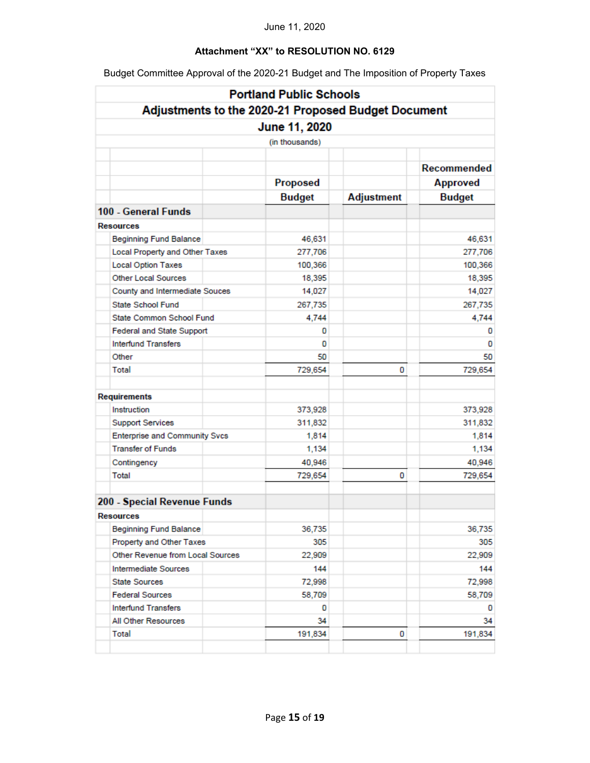June 11, 2020

**Attachment "XX" to RESOLUTION NO. 6129**

Budget Committee Approval of the 2020-21 Budget and The Imposition of Property Taxes

## Portland Public Schools

## Adjustments to the 2020-21 Proposed Budget Document

### June 11, 2020

(in thousands)

| | Proposed Budget | Adjustment | Recommended Approved Budget |
|---|---|---|---|
| **100 - General Funds** | | | |
| **Resources** | | | |
| Beginning Fund Balance | 46,631 | | 46,631 |
| Local Property and Other Taxes | 277,706 | | 277,706 |
| Local Option Taxes | 100,366 | | 100,366 |
| Other Local Sources | 18,395 | | 18,395 |
| County and Intermediate Souces | 14,027 | | 14,027 |
| State School Fund | 267,735 | | 267,735 |
| State Common School Fund | 4,744 | | 4,744 |
| Federal and State Support | 0 | | 0 |
| Interfund Transfers | 0 | | 0 |
| Other | 50 | | 50 |
| Total | 729,654 | 0 | 729,654 |
| **Requirements** | | | |
| Instruction | 373,928 | | 373,928 |
| Support Services | 311,832 | | 311,832 |
| Enterprise and Community Svcs | 1,814 | | 1,814 |
| Transfer of Funds | 1,134 | | 1,134 |
| Contingency | 40,946 | | 40,946 |
| Total | 729,654 | 0 | 729,654 |
| **200 - Special Revenue Funds** | | | |
| **Resources** | | | |
| Beginning Fund Balance | 36,735 | | 36,735 |
| Property and Other Taxes | 305 | | 305 |
| Other Revenue from Local Sources | 22,909 | | 22,909 |
| Intermediate Sources | 144 | | 144 |
| State Sources | 72,998 | | 72,998 |
| Federal Sources | 58,709 | | 58,709 |
| Interfund Transfers | 0 | | 0 |
| All Other Resources | 34 | | 34 |
| Total | 191,834 | 0 | 191,834 |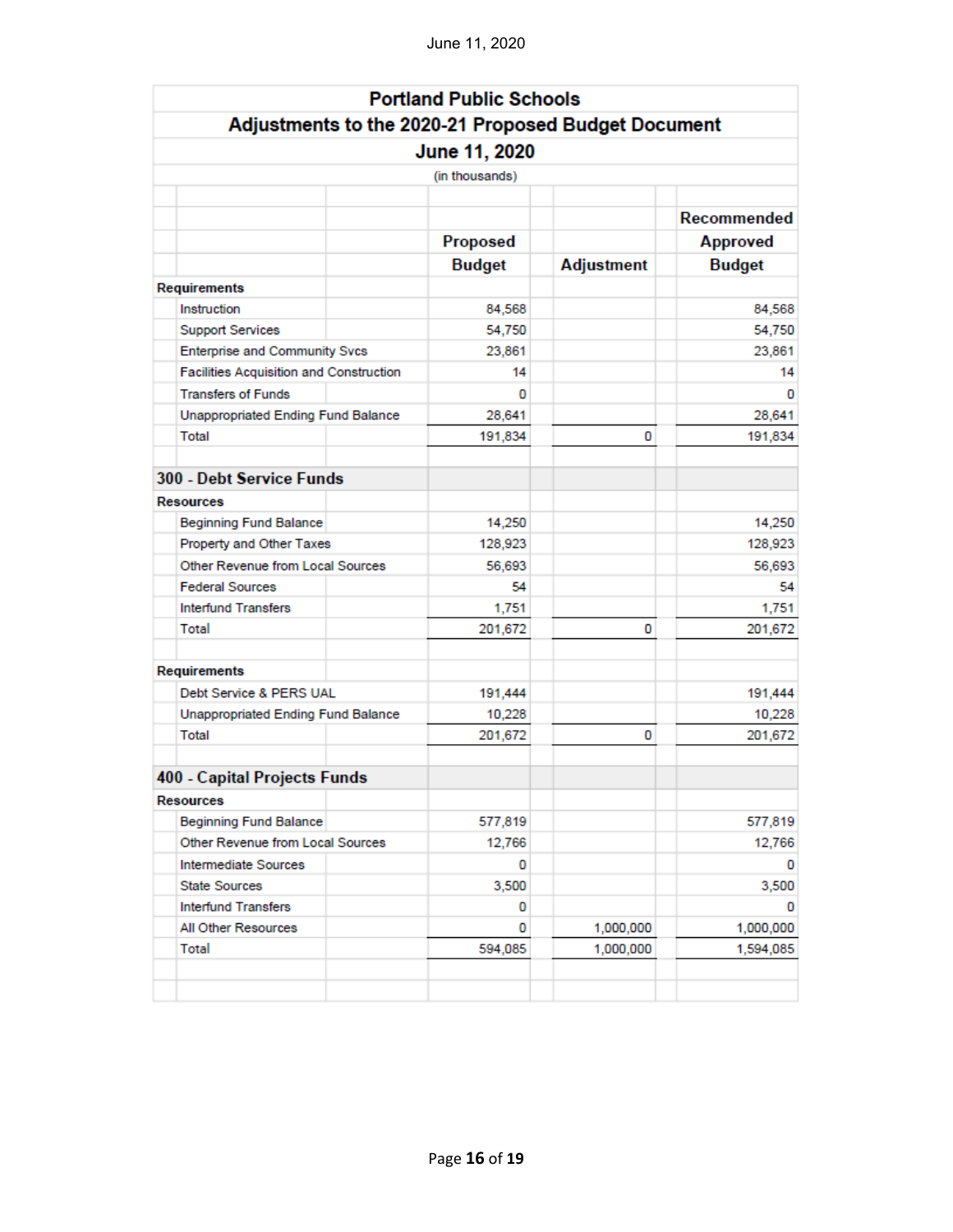| Portland Public Schools | | | | |
|---|---|---|---|---|
| **Adjustments to the 2020-21 Proposed Budget Document** | | | | |
| **June 11, 2020** | | | | |
| (in thousands) | | | | |
| | | **Proposed Budget** | **Adjustment** | **Recommended Approved Budget** |
| **Requirements** | | | | |
| | Instruction | 84,568 | | 84,568 |
| | Support Services | 54,750 | | 54,750 |
| | Enterprise and Community Svcs | 23,861 | | 23,861 |
| | Facilities Acquisition and Construction | 14 | | 14 |
| | Transfers of Funds | 0 | | 0 |
| | Unappropriated Ending Fund Balance | 28,641 | | 28,641 |
| | Total | 191,834 | 0 | 191,834 |
| **300 - Debt Service Funds** | | | | |
| **Resources** | | | | |
| | Beginning Fund Balance | 14,250 | | 14,250 |
| | Property and Other Taxes | 128,923 | | 128,923 |
| | Other Revenue from Local Sources | 56,693 | | 56,693 |
| | Federal Sources | 54 | | 54 |
| | Interfund Transfers | 1,751 | | 1,751 |
| | Total | 201,672 | 0 | 201,672 |
| **Requirements** | | | | |
| | Debt Service & PERS UAL | 191,444 | | 191,444 |
| | Unappropriated Ending Fund Balance | 10,228 | | 10,228 |
| | Total | 201,672 | 0 | 201,672 |
| **400 - Capital Projects Funds** | | | | |
| **Resources** | | | | |
| | Beginning Fund Balance | 577,819 | | 577,819 |
| | Other Revenue from Local Sources | 12,766 | | 12,766 |
| | Intermediate Sources | 0 | | 0 |
| | State Sources | 3,500 | | 3,500 |
| | Interfund Transfers | 0 | | 0 |
| | All Other Resources | 0 | 1,000,000 | 1,000,000 |
| | Total | 594,085 | 1,000,000 | 1,594,085 |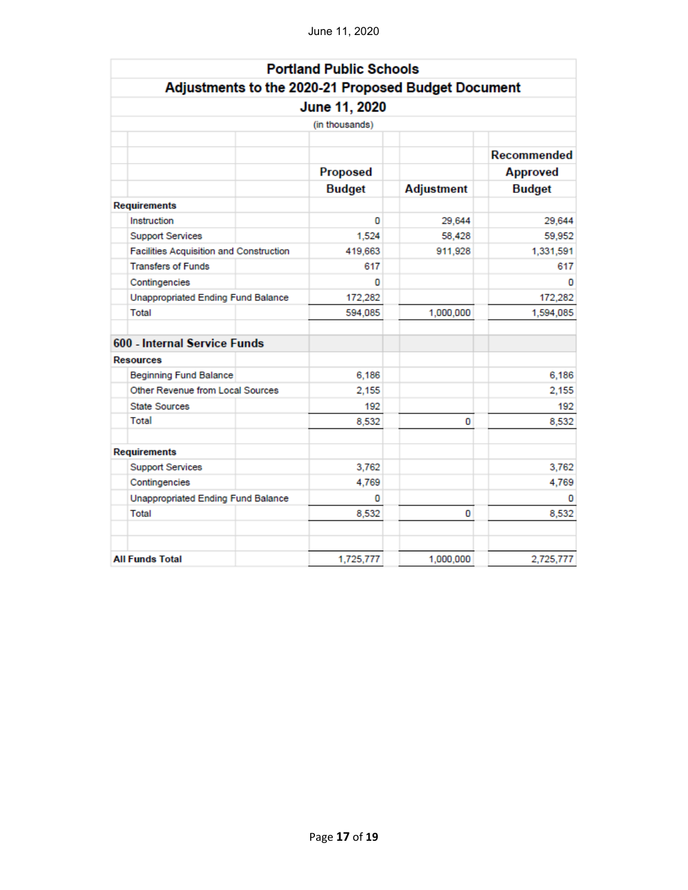## Portland Public Schools

### Adjustments to the 2020-21 Proposed Budget Document

### June 11, 2020

(in thousands)

| | Proposed Budget | Adjustment | Recommended Approved Budget |
|---|---|---|---|
| **Requirements** | | | |
| Instruction | 0 | 29,644 | 29,644 |
| Support Services | 1,524 | 58,428 | 59,952 |
| Facilities Acquisition and Construction | 419,663 | 911,928 | 1,331,591 |
| Transfers of Funds | 617 | | 617 |
| Contingencies | 0 | | 0 |
| Unappropriated Ending Fund Balance | 172,282 | | 172,282 |
| Total | 594,085 | 1,000,000 | 1,594,085 |
| | | | |
| **600 - Internal Service Funds** | | | |
| **Resources** | | | |
| Beginning Fund Balance | 6,186 | | 6,186 |
| Other Revenue from Local Sources | 2,155 | | 2,155 |
| State Sources | 192 | | 192 |
| Total | 8,532 | 0 | 8,532 |
| | | | |
| **Requirements** | | | |
| Support Services | 3,762 | | 3,762 |
| Contingencies | 4,769 | | 4,769 |
| Unappropriated Ending Fund Balance | 0 | | 0 |
| Total | 8,532 | 0 | 8,532 |
| | | | |
| **All Funds Total** | 1,725,777 | 1,000,000 | 2,725,777 |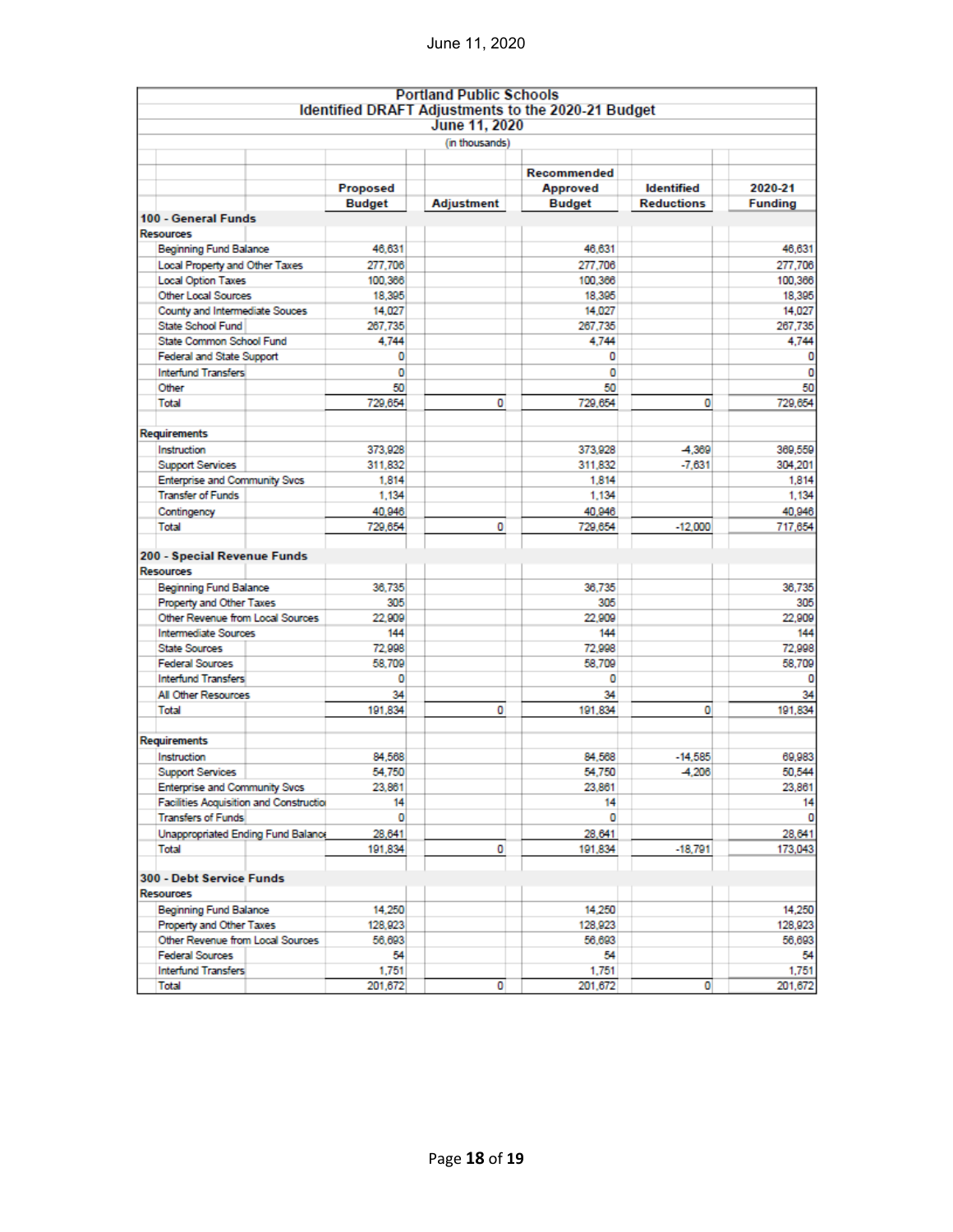# Portland Public Schools
## Identified DRAFT Adjustments to the 2020-21 Budget
### June 11, 2020

(in thousands)

| | Proposed Budget | Adjustment | Recommended Approved Budget | Identified Reductions | 2020-21 Funding |
|---|---|---|---|---|---|
| **100 - General Funds** | | | | | |
| **Resources** | | | | | |
| Beginning Fund Balance | 46,631 | | 46,631 | | 46,631 |
| Local Property and Other Taxes | 277,706 | | 277,706 | | 277,706 |
| Local Option Taxes | 100,366 | | 100,366 | | 100,366 |
| Other Local Sources | 18,395 | | 18,395 | | 18,395 |
| County and Intermediate Souces | 14,027 | | 14,027 | | 14,027 |
| State School Fund | 267,735 | | 267,735 | | 267,735 |
| State Common School Fund | 4,744 | | 4,744 | | 4,744 |
| Federal and State Support | 0 | | 0 | | 0 |
| Interfund Transfers | 0 | | 0 | | 0 |
| Other | 50 | | 50 | | 50 |
| Total | 729,654 | 0 | 729,654 | 0 | 729,654 |
| **Requirements** | | | | | |
| Instruction | 373,928 | | 373,928 | -4,369 | 369,559 |
| Support Services | 311,832 | | 311,832 | -7,631 | 304,201 |
| Enterprise and Community Svcs | 1,814 | | 1,814 | | 1,814 |
| Transfer of Funds | 1,134 | | 1,134 | | 1,134 |
| Contingency | 40,946 | | 40,946 | | 40,946 |
| Total | 729,654 | 0 | 729,654 | -12,000 | 717,654 |
| **200 - Special Revenue Funds** | | | | | |
| **Resources** | | | | | |
| Beginning Fund Balance | 36,735 | | 36,735 | | 36,735 |
| Property and Other Taxes | 305 | | 305 | | 305 |
| Other Revenue from Local Sources | 22,909 | | 22,909 | | 22,909 |
| Intermediate Sources | 144 | | 144 | | 144 |
| State Sources | 72,998 | | 72,998 | | 72,998 |
| Federal Sources | 58,709 | | 58,709 | | 58,709 |
| Interfund Transfers | 0 | | 0 | | 0 |
| All Other Resources | 34 | | 34 | | 34 |
| Total | 191,834 | 0 | 191,834 | 0 | 191,834 |
| **Requirements** | | | | | |
| Instruction | 84,568 | | 84,568 | -14,585 | 69,983 |
| Support Services | 54,750 | | 54,750 | -4,206 | 50,544 |
| Enterprise and Community Svcs | 23,861 | | 23,861 | | 23,861 |
| Facilities Acquisition and Constructio | 14 | | 14 | | 14 |
| Transfers of Funds | 0 | | 0 | | 0 |
| Unappropriated Ending Fund Balance | 28,641 | | 28,641 | | 28,641 |
| Total | 191,834 | 0 | 191,834 | -18,791 | 173,043 |
| **300 - Debt Service Funds** | | | | | |
| **Resources** | | | | | |
| Beginning Fund Balance | 14,250 | | 14,250 | | 14,250 |
| Property and Other Taxes | 128,923 | | 128,923 | | 128,923 |
| Other Revenue from Local Sources | 56,693 | | 56,693 | | 56,693 |
| Federal Sources | 54 | | 54 | | 54 |
| Interfund Transfers | 1,751 | | 1,751 | | 1,751 |
| Total | 201,672 | 0 | 201,672 | 0 | 201,672 |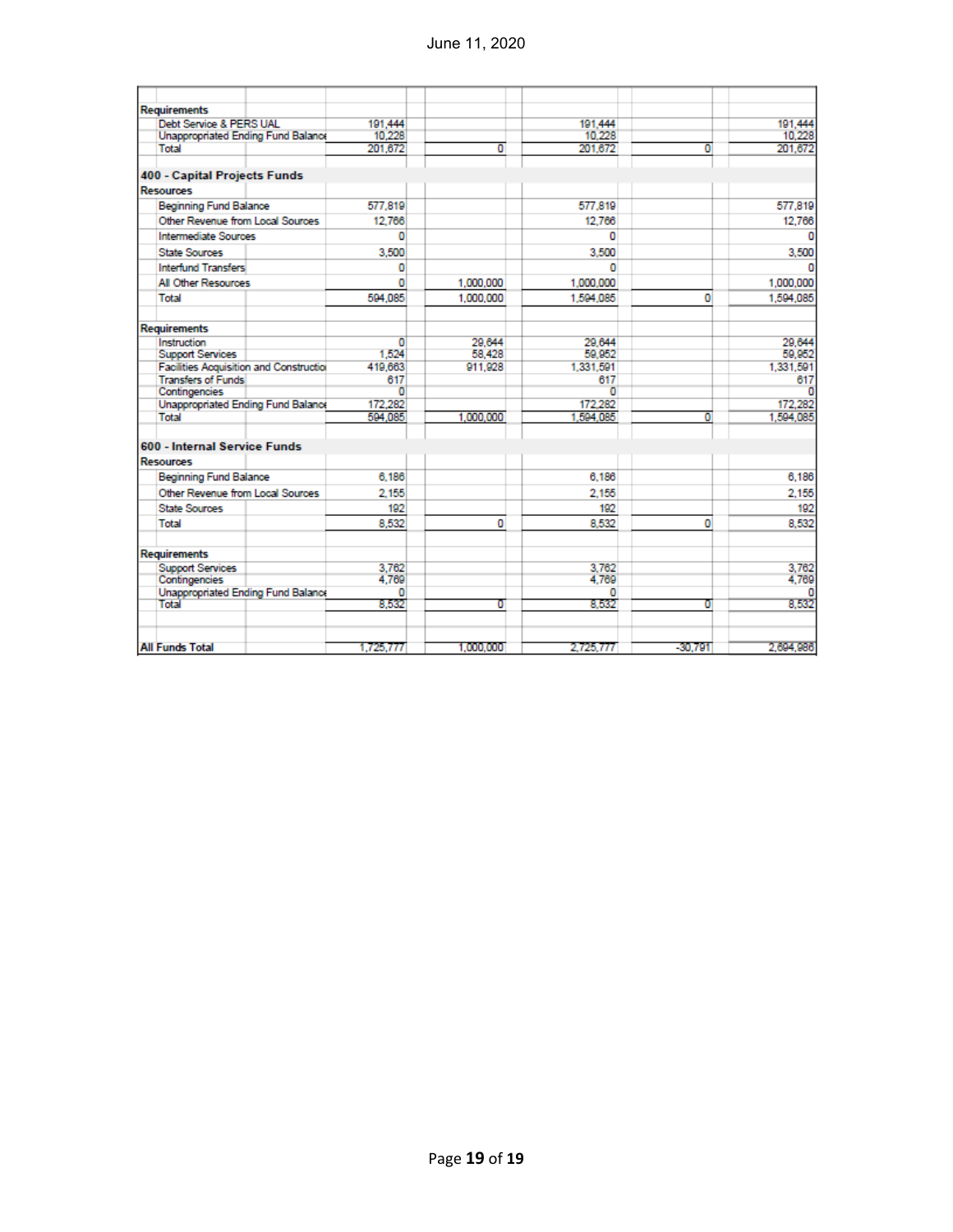June 11, 2020

| | | | | | |
|---|---|---|---|---|---|
| **Requirements** | | | | | |
| Debt Service & PERS UAL | 191,444 | | 191,444 | | 191,444 |
| Unappropriated Ending Fund Balance | 10,228 | | 10,228 | | 10,228 |
| Total | 201,672 | 0 | 201,672 | 0 | 201,672 |
| | | | | | |
| **400 - Capital Projects Funds** | | | | | |
| **Resources** | | | | | |
| Beginning Fund Balance | 577,819 | | 577,819 | | 577,819 |
| Other Revenue from Local Sources | 12,766 | | 12,766 | | 12,766 |
| Intermediate Sources | 0 | | 0 | | 0 |
| State Sources | 3,500 | | 3,500 | | 3,500 |
| Interfund Transfers | 0 | | 0 | | 0 |
| All Other Resources | 0 | 1,000,000 | 1,000,000 | | 1,000,000 |
| Total | 594,085 | 1,000,000 | 1,594,085 | 0 | 1,594,085 |
| | | | | | |
| **Requirements** | | | | | |
| Instruction | 0 | 29,644 | 29,644 | | 29,644 |
| Support Services | 1,524 | 58,428 | 59,952 | | 59,952 |
| Facilities Acquisition and Construction | 419,663 | 911,928 | 1,331,591 | | 1,331,591 |
| Transfers of Funds | 617 | | 617 | | 617 |
| Contingencies | 0 | | 0 | | 0 |
| Unappropriated Ending Fund Balance | 172,282 | | 172,282 | | 172,282 |
| Total | 594,085 | 1,000,000 | 1,594,085 | 0 | 1,594,085 |
| | | | | | |
| **600 - Internal Service Funds** | | | | | |
| **Resources** | | | | | |
| Beginning Fund Balance | 6,186 | | 6,186 | | 6,186 |
| Other Revenue from Local Sources | 2,155 | | 2,155 | | 2,155 |
| State Sources | 192 | | 192 | | 192 |
| Total | 8,532 | 0 | 8,532 | 0 | 8,532 |
| | | | | | |
| **Requirements** | | | | | |
| Support Services | 3,762 | | 3,762 | | 3,762 |
| Contingencies | 4,769 | | 4,769 | | 4,769 |
| Unappropriated Ending Fund Balance | 0 | | 0 | | 0 |
| Total | 8,532 | 0 | 8,532 | 0 | 8,532 |
| | | | | | |
| **All Funds Total** | 1,725,777 | 1,000,000 | 2,725,777 | -30,791 | 2,694,986 |